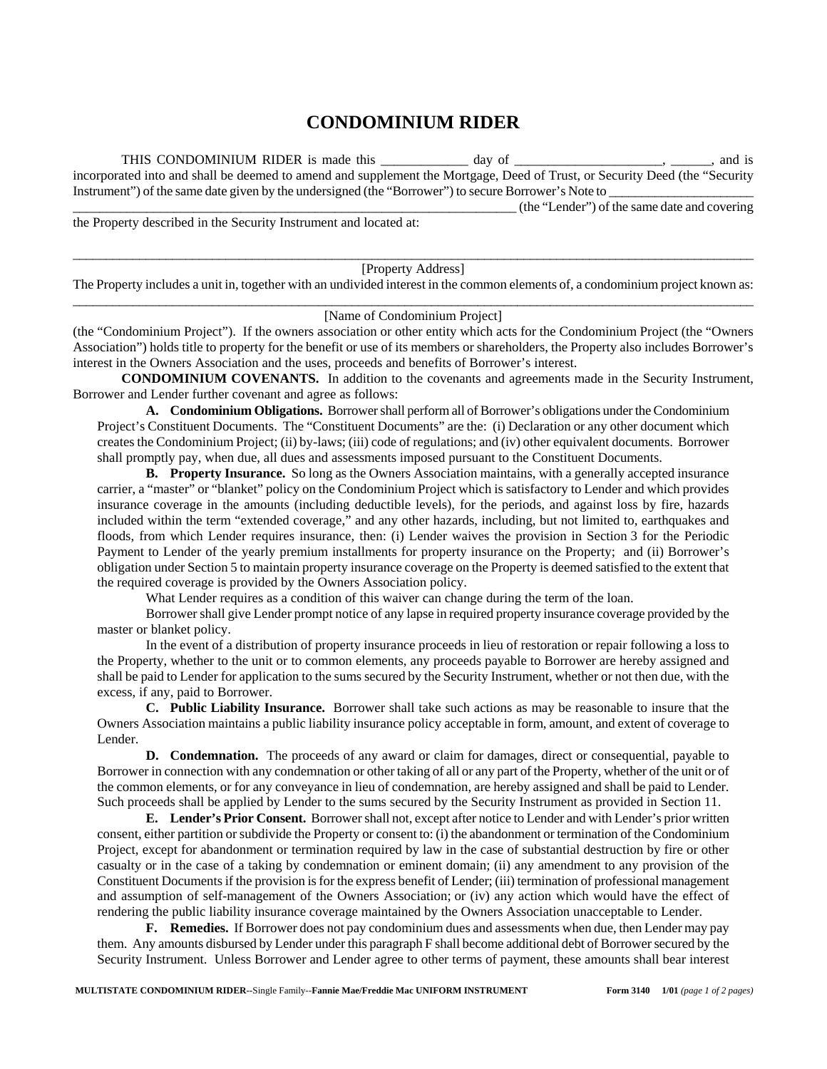# CONDOMINIUM RIDER

THIS CONDOMINIUM RIDER is made this _____________ day of ______________________, ______, and is incorporated into and shall be deemed to amend and supplement the Mortgage, Deed of Trust, or Security Deed (the "Security Instrument") of the same date given by the undersigned (the "Borrower") to secure Borrower's Note to ______________________ __________________________________________________________________ (the "Lender") of the same date and covering the Property described in the Security Instrument and located at:

_____________________________________________________________________________________________

[Property Address]

The Property includes a unit in, together with an undivided interest in the common elements of, a condominium project known as:

_____________________________________________________________________________________________

[Name of Condominium Project]

(the "Condominium Project"). If the owners association or other entity which acts for the Condominium Project (the "Owners Association") holds title to property for the benefit or use of its members or shareholders, the Property also includes Borrower's interest in the Owners Association and the uses, proceeds and benefits of Borrower's interest.

**CONDOMINIUM COVENANTS.** In addition to the covenants and agreements made in the Security Instrument, Borrower and Lender further covenant and agree as follows:

**A. Condominium Obligations.** Borrower shall perform all of Borrower's obligations under the Condominium Project's Constituent Documents. The "Constituent Documents" are the: (i) Declaration or any other document which creates the Condominium Project; (ii) by-laws; (iii) code of regulations; and (iv) other equivalent documents. Borrower shall promptly pay, when due, all dues and assessments imposed pursuant to the Constituent Documents.

**B. Property Insurance.** So long as the Owners Association maintains, with a generally accepted insurance carrier, a "master" or "blanket" policy on the Condominium Project which is satisfactory to Lender and which provides insurance coverage in the amounts (including deductible levels), for the periods, and against loss by fire, hazards included within the term "extended coverage," and any other hazards, including, but not limited to, earthquakes and floods, from which Lender requires insurance, then: (i) Lender waives the provision in Section 3 for the Periodic Payment to Lender of the yearly premium installments for property insurance on the Property; and (ii) Borrower's obligation under Section 5 to maintain property insurance coverage on the Property is deemed satisfied to the extent that the required coverage is provided by the Owners Association policy.

What Lender requires as a condition of this waiver can change during the term of the loan.

Borrower shall give Lender prompt notice of any lapse in required property insurance coverage provided by the master or blanket policy.

In the event of a distribution of property insurance proceeds in lieu of restoration or repair following a loss to the Property, whether to the unit or to common elements, any proceeds payable to Borrower are hereby assigned and shall be paid to Lender for application to the sums secured by the Security Instrument, whether or not then due, with the excess, if any, paid to Borrower.

**C. Public Liability Insurance.** Borrower shall take such actions as may be reasonable to insure that the Owners Association maintains a public liability insurance policy acceptable in form, amount, and extent of coverage to Lender.

**D. Condemnation.** The proceeds of any award or claim for damages, direct or consequential, payable to Borrower in connection with any condemnation or other taking of all or any part of the Property, whether of the unit or of the common elements, or for any conveyance in lieu of condemnation, are hereby assigned and shall be paid to Lender. Such proceeds shall be applied by Lender to the sums secured by the Security Instrument as provided in Section 11.

**E. Lender's Prior Consent.** Borrower shall not, except after notice to Lender and with Lender's prior written consent, either partition or subdivide the Property or consent to: (i) the abandonment or termination of the Condominium Project, except for abandonment or termination required by law in the case of substantial destruction by fire or other casualty or in the case of a taking by condemnation or eminent domain; (ii) any amendment to any provision of the Constituent Documents if the provision is for the express benefit of Lender; (iii) termination of professional management and assumption of self-management of the Owners Association; or (iv) any action which would have the effect of rendering the public liability insurance coverage maintained by the Owners Association unacceptable to Lender.

**F. Remedies.** If Borrower does not pay condominium dues and assessments when due, then Lender may pay them. Any amounts disbursed by Lender under this paragraph F shall become additional debt of Borrower secured by the Security Instrument. Unless Borrower and Lender agree to other terms of payment, these amounts shall bear interest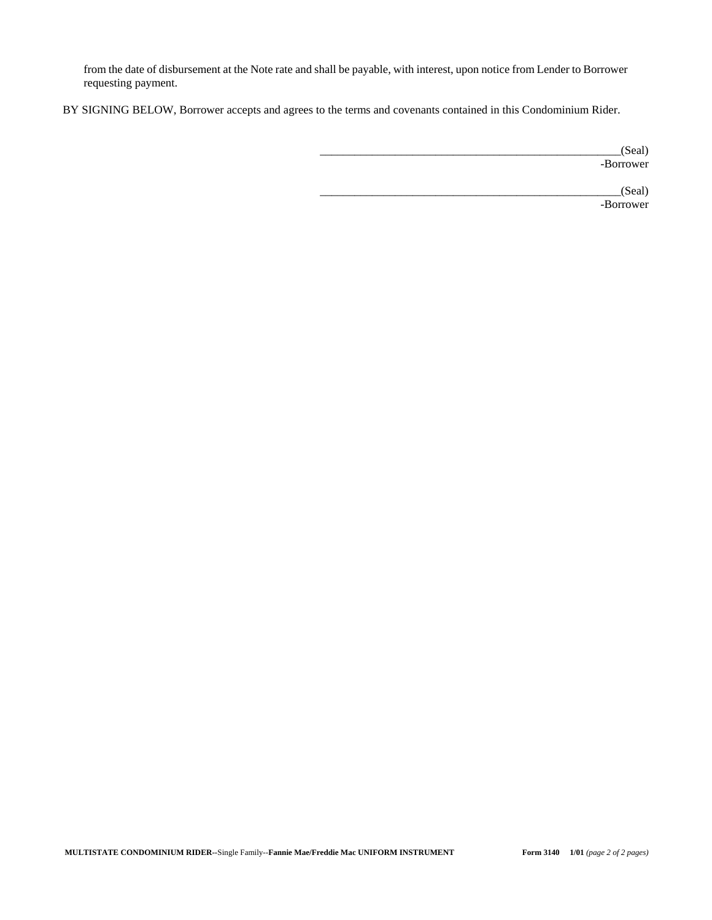from the date of disbursement at the Note rate and shall be payable, with interest, upon notice from Lender to Borrower requesting payment.

BY SIGNING BELOW, Borrower accepts and agrees to the terms and covenants contained in this Condominium Rider.

_______________________________________________________(Seal)
-Borrower

_______________________________________________________(Seal)
-Borrower

**MULTISTATE CONDOMINIUM RIDER**--Single Family--**Fannie Mae/Freddie Mac UNIFORM INSTRUMENT** **Form 3140 1/01**